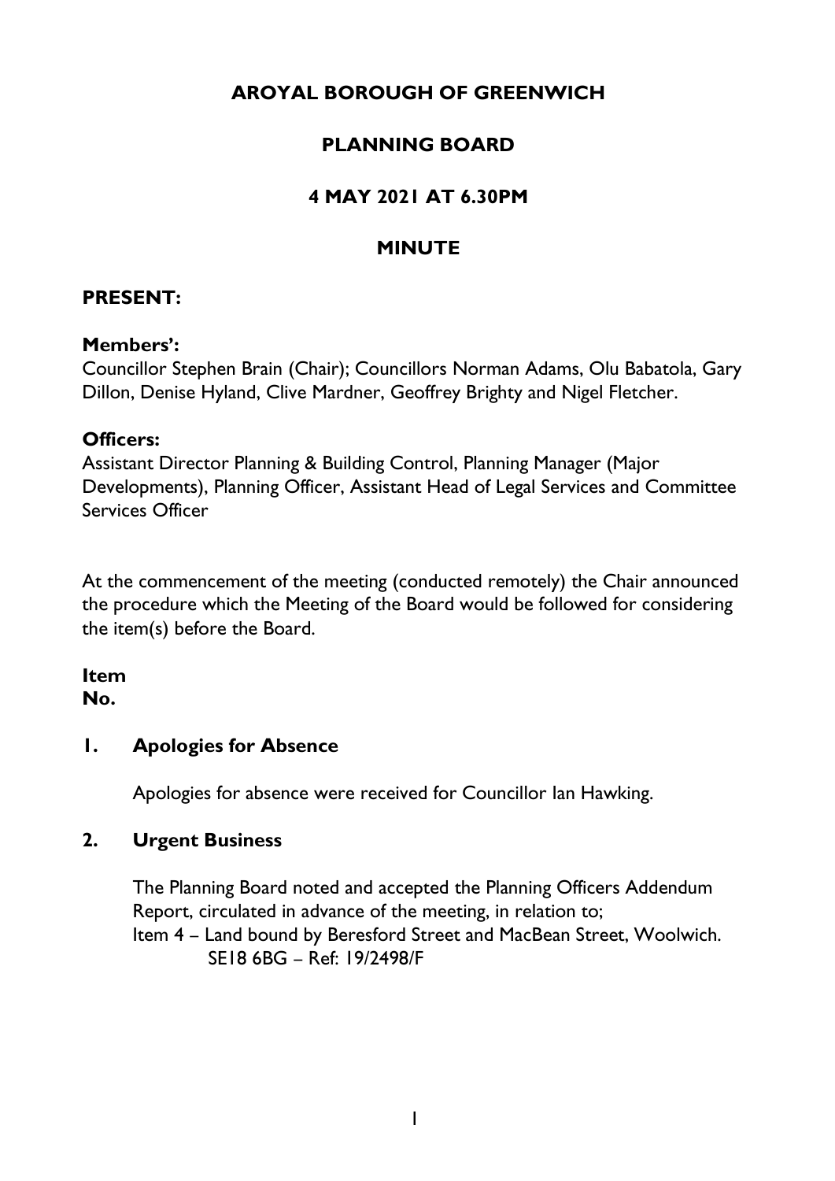# AROYAL BOROUGH OF GREENWICH

## PLANNING BOARD

## 4 MAY 2021 AT 6.30PM

## MINUTE

**PRESENT:**

**Members':**
Councillor Stephen Brain (Chair); Councillors Norman Adams, Olu Babatola, Gary Dillon, Denise Hyland, Clive Mardner, Geoffrey Brighty and Nigel Fletcher.

**Officers:**
Assistant Director Planning & Building Control, Planning Manager (Major Developments), Planning Officer, Assistant Head of Legal Services and Committee Services Officer

At the commencement of the meeting (conducted remotely) the Chair announced the procedure which the Meeting of the Board would be followed for considering the item(s) before the Board.

**Item No.**

**1. Apologies for Absence**

Apologies for absence were received for Councillor Ian Hawking.

**2. Urgent Business**

The Planning Board noted and accepted the Planning Officers Addendum Report, circulated in advance of the meeting, in relation to;
Item 4 – Land bound by Beresford Street and MacBean Street, Woolwich. SE18 6BG – Ref: 19/2498/F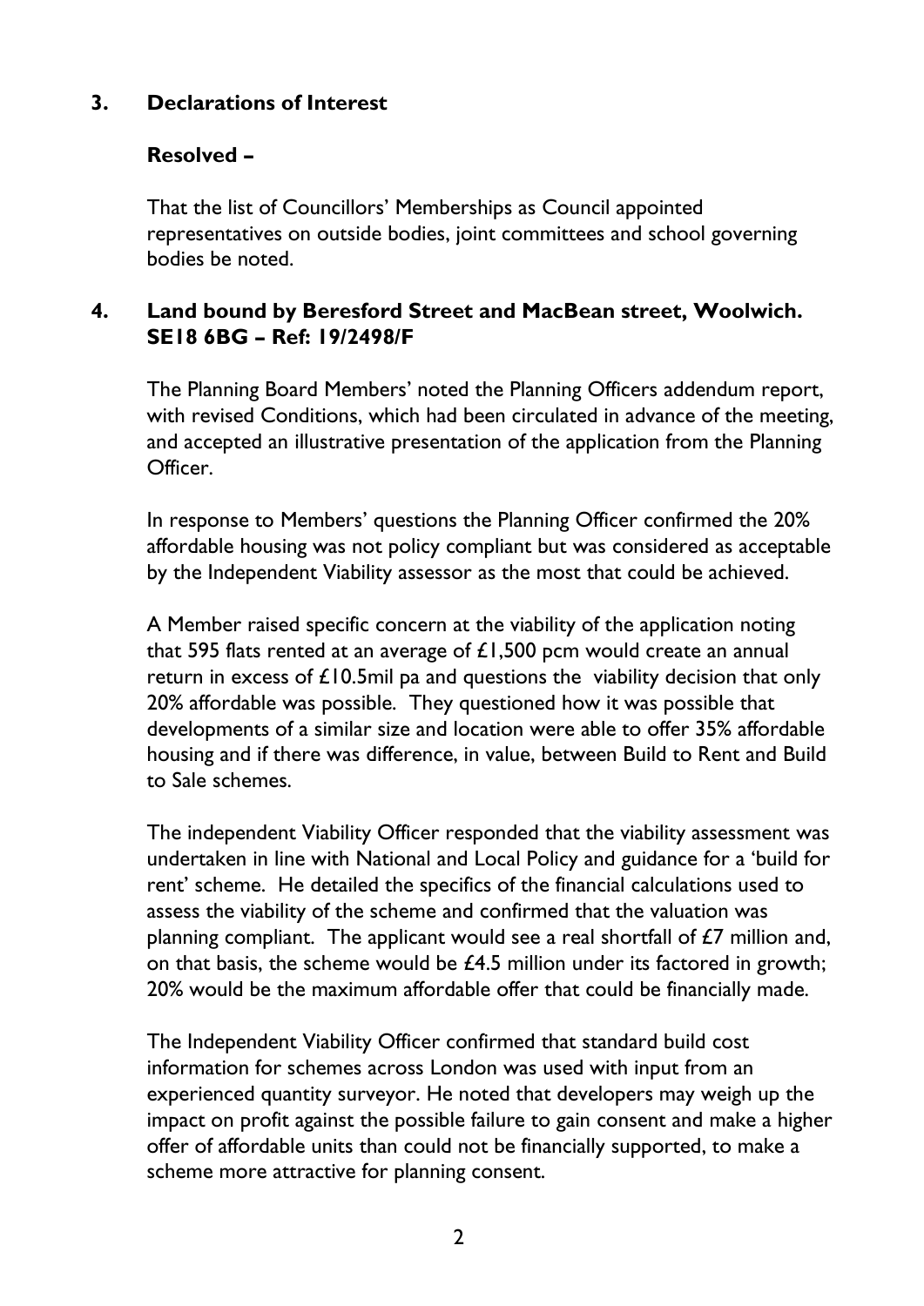## 3. Declarations of Interest

**Resolved –**

That the list of Councillors' Memberships as Council appointed representatives on outside bodies, joint committees and school governing bodies be noted.

## 4. Land bound by Beresford Street and MacBean street, Woolwich. SE18 6BG – Ref: 19/2498/F

The Planning Board Members' noted the Planning Officers addendum report, with revised Conditions, which had been circulated in advance of the meeting, and accepted an illustrative presentation of the application from the Planning Officer.

In response to Members' questions the Planning Officer confirmed the 20% affordable housing was not policy compliant but was considered as acceptable by the Independent Viability assessor as the most that could be achieved.

A Member raised specific concern at the viability of the application noting that 595 flats rented at an average of £1,500 pcm would create an annual return in excess of £10.5mil pa and questions the viability decision that only 20% affordable was possible. They questioned how it was possible that developments of a similar size and location were able to offer 35% affordable housing and if there was difference, in value, between Build to Rent and Build to Sale schemes.

The independent Viability Officer responded that the viability assessment was undertaken in line with National and Local Policy and guidance for a 'build for rent' scheme. He detailed the specifics of the financial calculations used to assess the viability of the scheme and confirmed that the valuation was planning compliant. The applicant would see a real shortfall of £7 million and, on that basis, the scheme would be £4.5 million under its factored in growth; 20% would be the maximum affordable offer that could be financially made.

The Independent Viability Officer confirmed that standard build cost information for schemes across London was used with input from an experienced quantity surveyor. He noted that developers may weigh up the impact on profit against the possible failure to gain consent and make a higher offer of affordable units than could not be financially supported, to make a scheme more attractive for planning consent.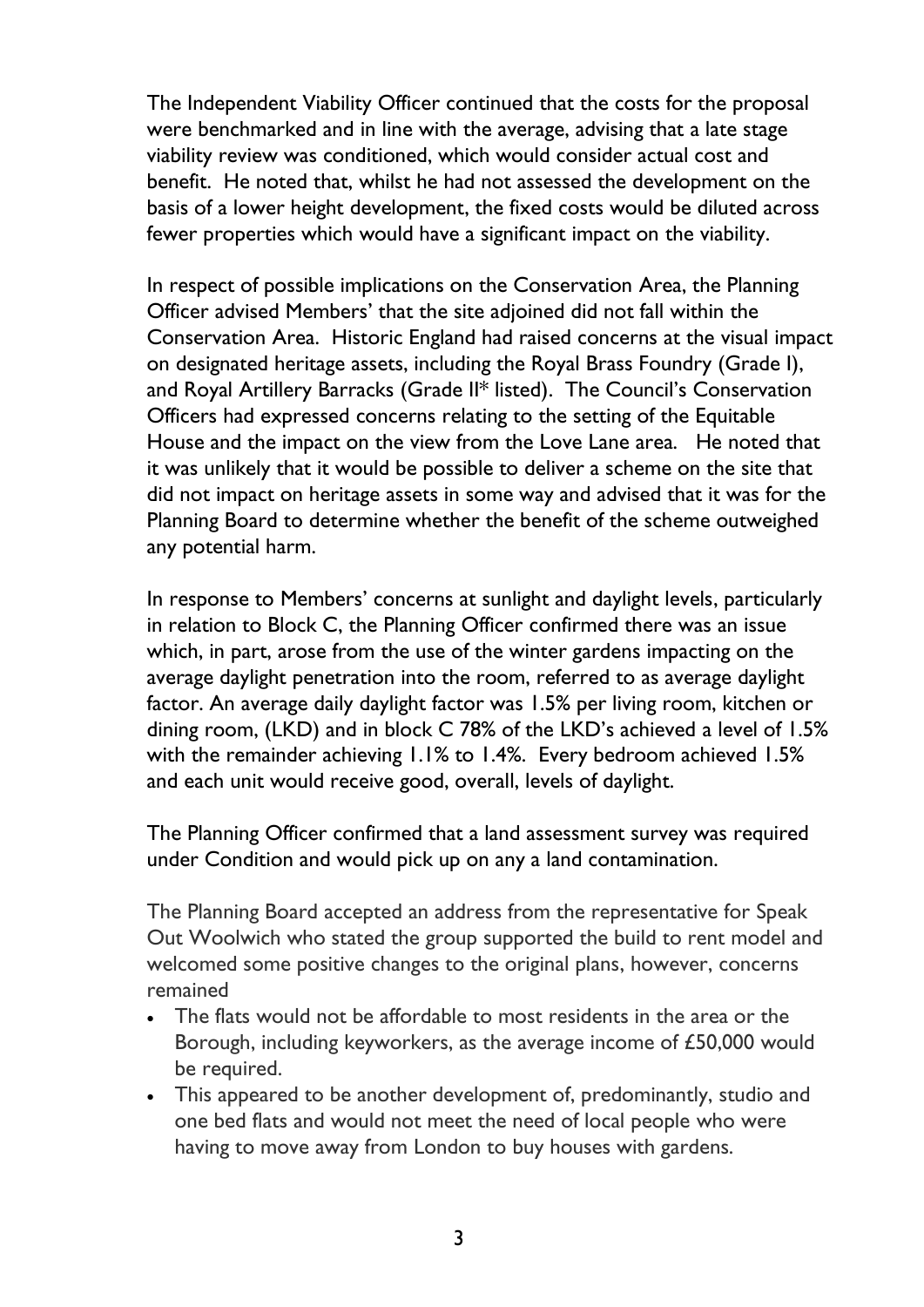The Independent Viability Officer continued that the costs for the proposal were benchmarked and in line with the average, advising that a late stage viability review was conditioned, which would consider actual cost and benefit. He noted that, whilst he had not assessed the development on the basis of a lower height development, the fixed costs would be diluted across fewer properties which would have a significant impact on the viability.

In respect of possible implications on the Conservation Area, the Planning Officer advised Members' that the site adjoined did not fall within the Conservation Area. Historic England had raised concerns at the visual impact on designated heritage assets, including the Royal Brass Foundry (Grade I), and Royal Artillery Barracks (Grade II* listed). The Council's Conservation Officers had expressed concerns relating to the setting of the Equitable House and the impact on the view from the Love Lane area. He noted that it was unlikely that it would be possible to deliver a scheme on the site that did not impact on heritage assets in some way and advised that it was for the Planning Board to determine whether the benefit of the scheme outweighed any potential harm.

In response to Members' concerns at sunlight and daylight levels, particularly in relation to Block C, the Planning Officer confirmed there was an issue which, in part, arose from the use of the winter gardens impacting on the average daylight penetration into the room, referred to as average daylight factor. An average daily daylight factor was 1.5% per living room, kitchen or dining room, (LKD) and in block C 78% of the LKD's achieved a level of 1.5% with the remainder achieving 1.1% to 1.4%. Every bedroom achieved 1.5% and each unit would receive good, overall, levels of daylight.

The Planning Officer confirmed that a land assessment survey was required under Condition and would pick up on any a land contamination.

The Planning Board accepted an address from the representative for Speak Out Woolwich who stated the group supported the build to rent model and welcomed some positive changes to the original plans, however, concerns remained

- The flats would not be affordable to most residents in the area or the Borough, including keyworkers, as the average income of £50,000 would be required.
- This appeared to be another development of, predominantly, studio and one bed flats and would not meet the need of local people who were having to move away from London to buy houses with gardens.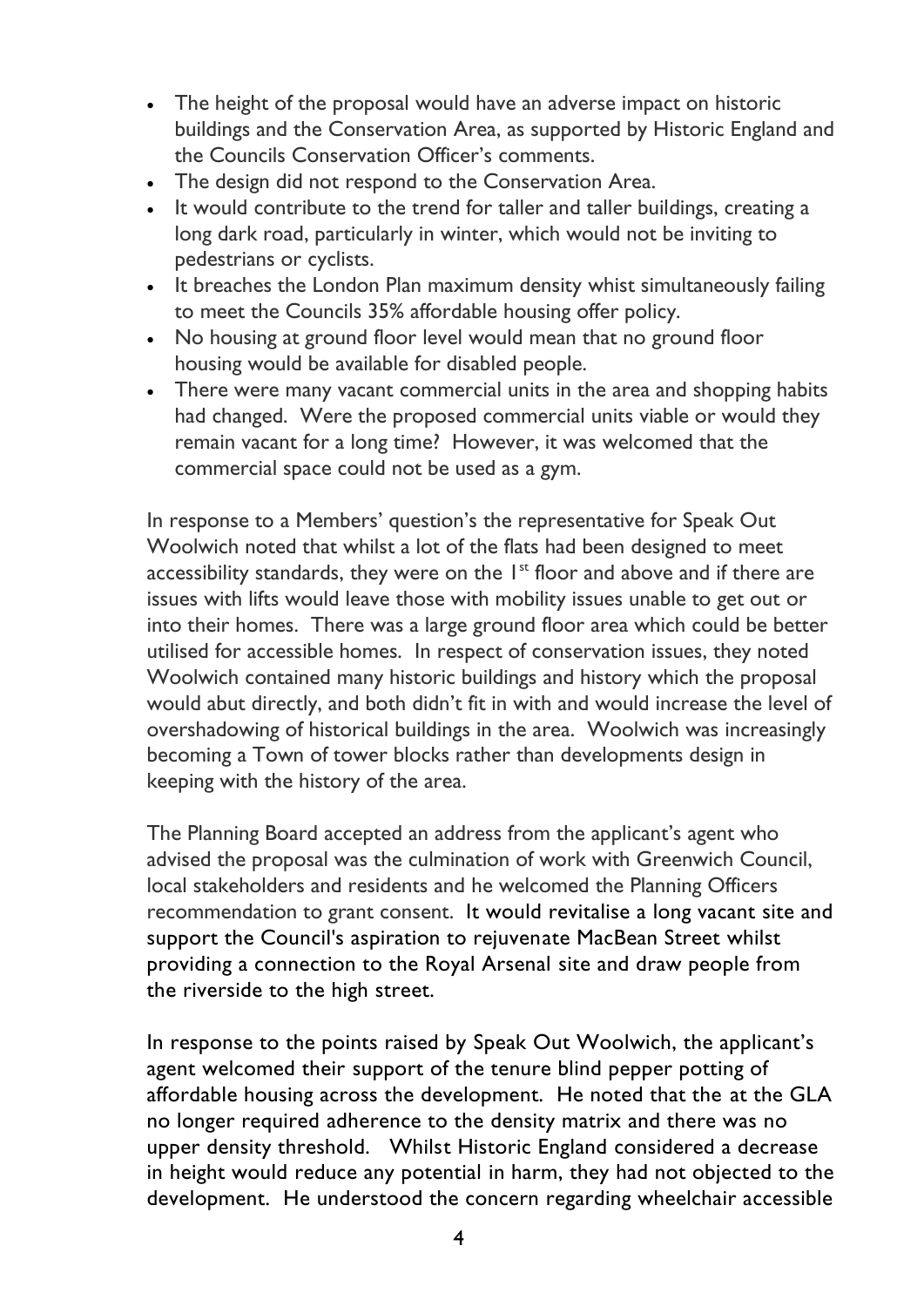- The height of the proposal would have an adverse impact on historic buildings and the Conservation Area, as supported by Historic England and the Councils Conservation Officer's comments.
- The design did not respond to the Conservation Area.
- It would contribute to the trend for taller and taller buildings, creating a long dark road, particularly in winter, which would not be inviting to pedestrians or cyclists.
- It breaches the London Plan maximum density whist simultaneously failing to meet the Councils 35% affordable housing offer policy.
- No housing at ground floor level would mean that no ground floor housing would be available for disabled people.
- There were many vacant commercial units in the area and shopping habits had changed. Were the proposed commercial units viable or would they remain vacant for a long time? However, it was welcomed that the commercial space could not be used as a gym.

In response to a Members' question's the representative for Speak Out Woolwich noted that whilst a lot of the flats had been designed to meet accessibility standards, they were on the 1st floor and above and if there are issues with lifts would leave those with mobility issues unable to get out or into their homes. There was a large ground floor area which could be better utilised for accessible homes. In respect of conservation issues, they noted Woolwich contained many historic buildings and history which the proposal would abut directly, and both didn't fit in with and would increase the level of overshadowing of historical buildings in the area. Woolwich was increasingly becoming a Town of tower blocks rather than developments design in keeping with the history of the area.

The Planning Board accepted an address from the applicant's agent who advised the proposal was the culmination of work with Greenwich Council, local stakeholders and residents and he welcomed the Planning Officers recommendation to grant consent. It would revitalise a long vacant site and support the Council's aspiration to rejuvenate MacBean Street whilst providing a connection to the Royal Arsenal site and draw people from the riverside to the high street.

In response to the points raised by Speak Out Woolwich, the applicant's agent welcomed their support of the tenure blind pepper potting of affordable housing across the development. He noted that the at the GLA no longer required adherence to the density matrix and there was no upper density threshold. Whilst Historic England considered a decrease in height would reduce any potential in harm, they had not objected to the development. He understood the concern regarding wheelchair accessible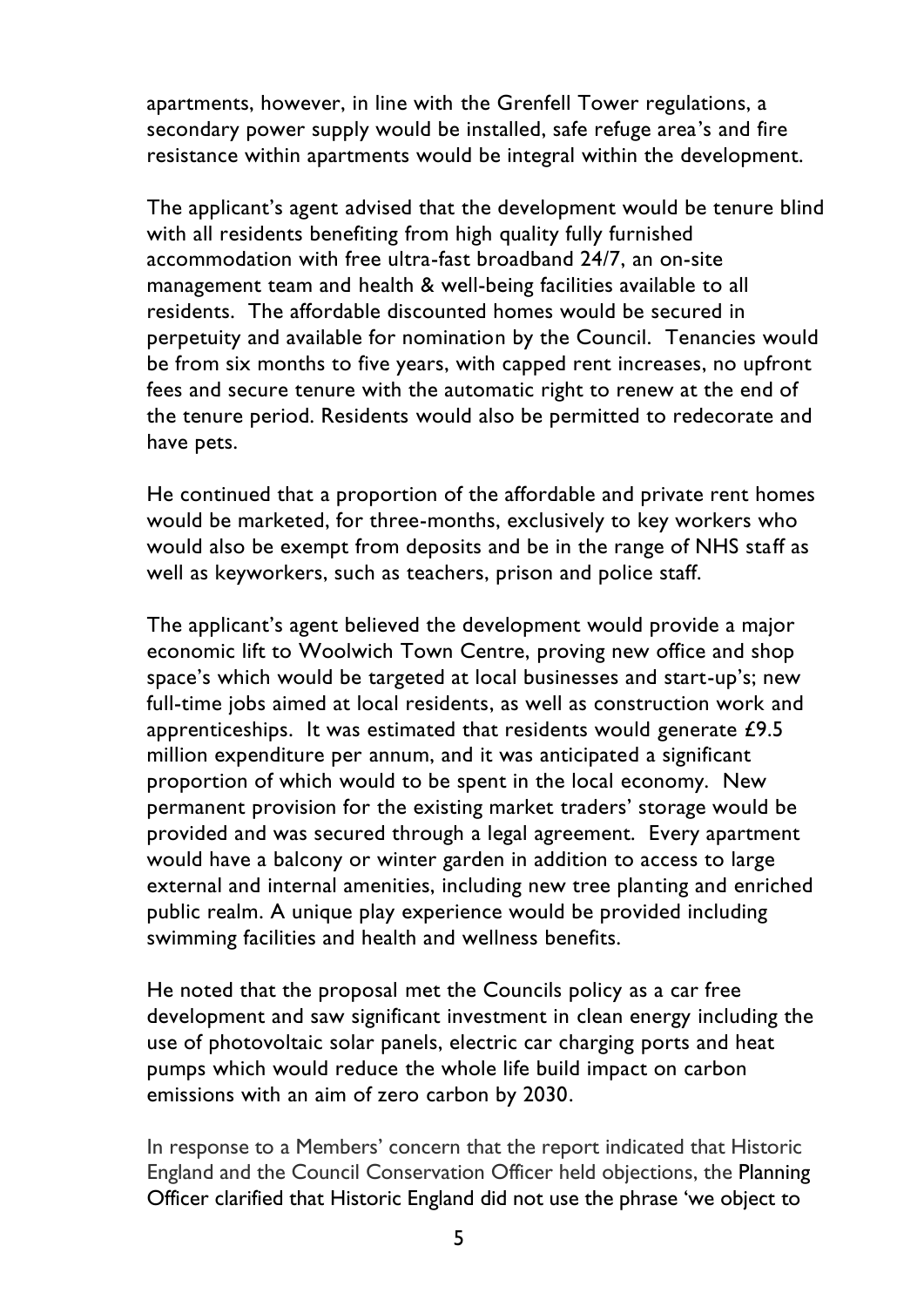apartments, however, in line with the Grenfell Tower regulations, a secondary power supply would be installed, safe refuge area's and fire resistance within apartments would be integral within the development.

The applicant's agent advised that the development would be tenure blind with all residents benefiting from high quality fully furnished accommodation with free ultra-fast broadband 24/7, an on-site management team and health & well-being facilities available to all residents. The affordable discounted homes would be secured in perpetuity and available for nomination by the Council. Tenancies would be from six months to five years, with capped rent increases, no upfront fees and secure tenure with the automatic right to renew at the end of the tenure period. Residents would also be permitted to redecorate and have pets.

He continued that a proportion of the affordable and private rent homes would be marketed, for three-months, exclusively to key workers who would also be exempt from deposits and be in the range of NHS staff as well as keyworkers, such as teachers, prison and police staff.

The applicant's agent believed the development would provide a major economic lift to Woolwich Town Centre, proving new office and shop space's which would be targeted at local businesses and start-up's; new full-time jobs aimed at local residents, as well as construction work and apprenticeships. It was estimated that residents would generate £9.5 million expenditure per annum, and it was anticipated a significant proportion of which would to be spent in the local economy. New permanent provision for the existing market traders' storage would be provided and was secured through a legal agreement. Every apartment would have a balcony or winter garden in addition to access to large external and internal amenities, including new tree planting and enriched public realm. A unique play experience would be provided including swimming facilities and health and wellness benefits.

He noted that the proposal met the Councils policy as a car free development and saw significant investment in clean energy including the use of photovoltaic solar panels, electric car charging ports and heat pumps which would reduce the whole life build impact on carbon emissions with an aim of zero carbon by 2030.

In response to a Members' concern that the report indicated that Historic England and the Council Conservation Officer held objections, the Planning Officer clarified that Historic England did not use the phrase 'we object to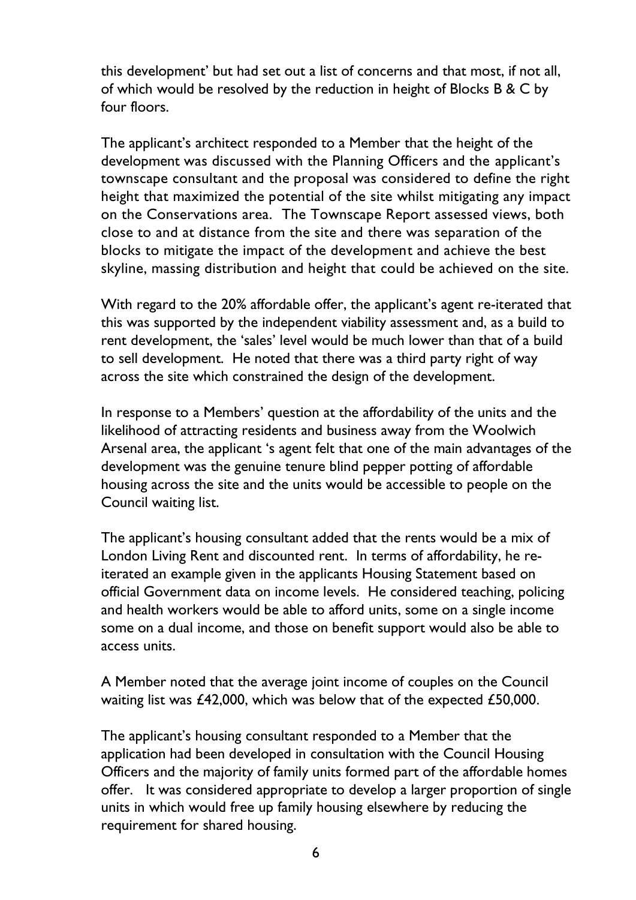this development' but had set out a list of concerns and that most, if not all, of which would be resolved by the reduction in height of Blocks B & C by four floors.

The applicant's architect responded to a Member that the height of the development was discussed with the Planning Officers and the applicant's townscape consultant and the proposal was considered to define the right height that maximized the potential of the site whilst mitigating any impact on the Conservations area. The Townscape Report assessed views, both close to and at distance from the site and there was separation of the blocks to mitigate the impact of the development and achieve the best skyline, massing distribution and height that could be achieved on the site.

With regard to the 20% affordable offer, the applicant's agent re-iterated that this was supported by the independent viability assessment and, as a build to rent development, the 'sales' level would be much lower than that of a build to sell development. He noted that there was a third party right of way across the site which constrained the design of the development.

In response to a Members' question at the affordability of the units and the likelihood of attracting residents and business away from the Woolwich Arsenal area, the applicant 's agent felt that one of the main advantages of the development was the genuine tenure blind pepper potting of affordable housing across the site and the units would be accessible to people on the Council waiting list.

The applicant's housing consultant added that the rents would be a mix of London Living Rent and discounted rent. In terms of affordability, he re-iterated an example given in the applicants Housing Statement based on official Government data on income levels. He considered teaching, policing and health workers would be able to afford units, some on a single income some on a dual income, and those on benefit support would also be able to access units.

A Member noted that the average joint income of couples on the Council waiting list was £42,000, which was below that of the expected £50,000.

The applicant's housing consultant responded to a Member that the application had been developed in consultation with the Council Housing Officers and the majority of family units formed part of the affordable homes offer. It was considered appropriate to develop a larger proportion of single units in which would free up family housing elsewhere by reducing the requirement for shared housing.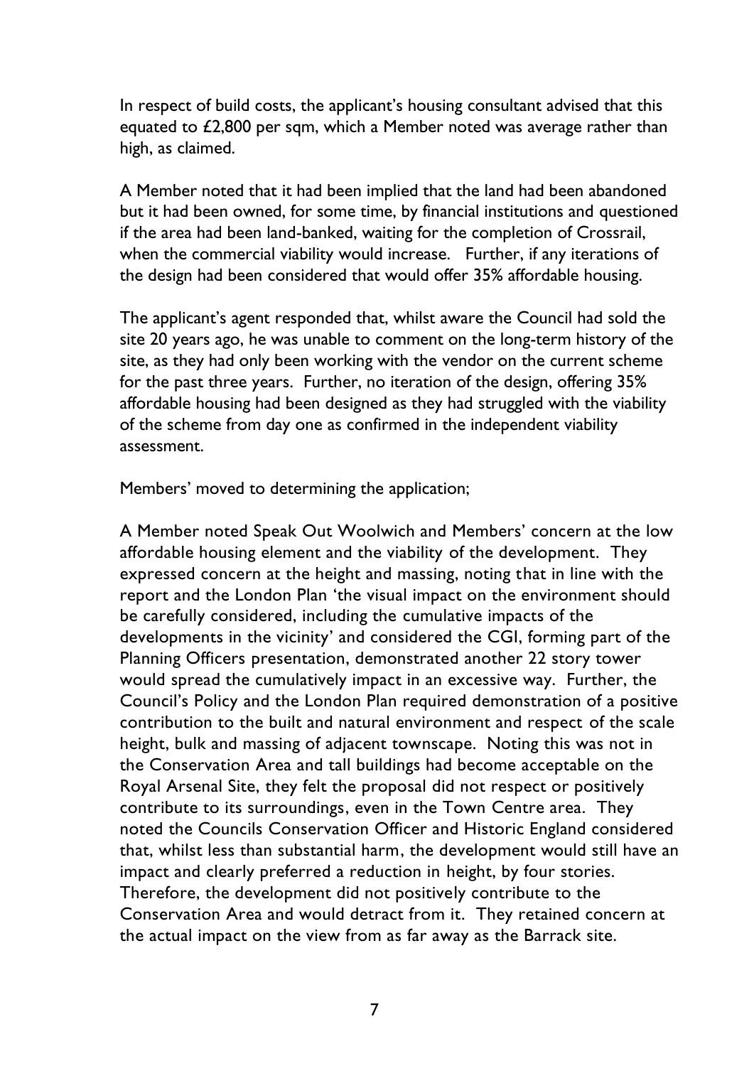In respect of build costs, the applicant's housing consultant advised that this equated to £2,800 per sqm, which a Member noted was average rather than high, as claimed.

A Member noted that it had been implied that the land had been abandoned but it had been owned, for some time, by financial institutions and questioned if the area had been land-banked, waiting for the completion of Crossrail, when the commercial viability would increase. Further, if any iterations of the design had been considered that would offer 35% affordable housing.

The applicant's agent responded that, whilst aware the Council had sold the site 20 years ago, he was unable to comment on the long-term history of the site, as they had only been working with the vendor on the current scheme for the past three years. Further, no iteration of the design, offering 35% affordable housing had been designed as they had struggled with the viability of the scheme from day one as confirmed in the independent viability assessment.

Members' moved to determining the application;

A Member noted Speak Out Woolwich and Members' concern at the low affordable housing element and the viability of the development. They expressed concern at the height and massing, noting that in line with the report and the London Plan 'the visual impact on the environment should be carefully considered, including the cumulative impacts of the developments in the vicinity' and considered the CGI, forming part of the Planning Officers presentation, demonstrated another 22 story tower would spread the cumulatively impact in an excessive way. Further, the Council's Policy and the London Plan required demonstration of a positive contribution to the built and natural environment and respect of the scale height, bulk and massing of adjacent townscape. Noting this was not in the Conservation Area and tall buildings had become acceptable on the Royal Arsenal Site, they felt the proposal did not respect or positively contribute to its surroundings, even in the Town Centre area. They noted the Councils Conservation Officer and Historic England considered that, whilst less than substantial harm, the development would still have an impact and clearly preferred a reduction in height, by four stories. Therefore, the development did not positively contribute to the Conservation Area and would detract from it. They retained concern at the actual impact on the view from as far away as the Barrack site.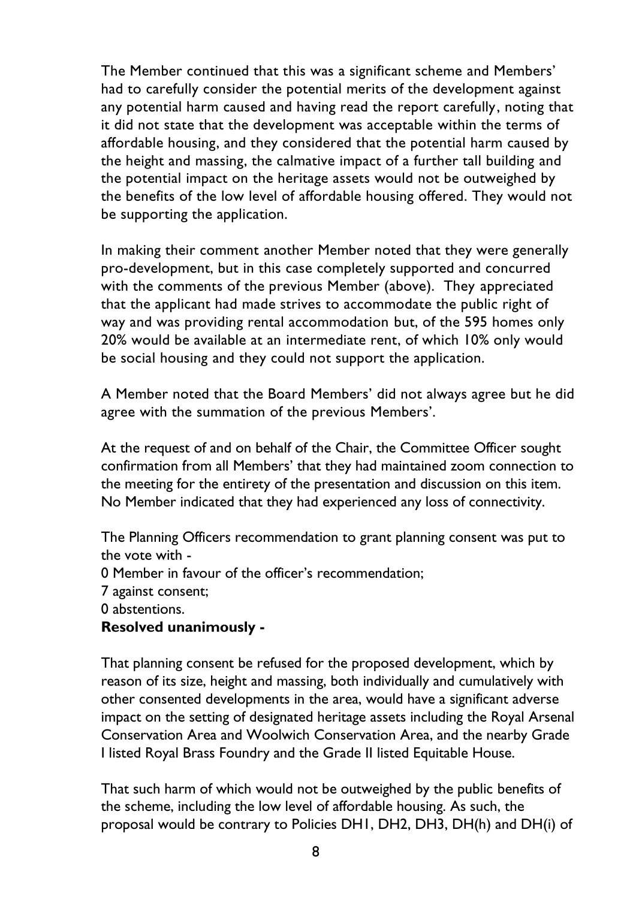The Member continued that this was a significant scheme and Members' had to carefully consider the potential merits of the development against any potential harm caused and having read the report carefully, noting that it did not state that the development was acceptable within the terms of affordable housing, and they considered that the potential harm caused by the height and massing, the calmative impact of a further tall building and the potential impact on the heritage assets would not be outweighed by the benefits of the low level of affordable housing offered. They would not be supporting the application.

In making their comment another Member noted that they were generally pro-development, but in this case completely supported and concurred with the comments of the previous Member (above). They appreciated that the applicant had made strives to accommodate the public right of way and was providing rental accommodation but, of the 595 homes only 20% would be available at an intermediate rent, of which 10% only would be social housing and they could not support the application.

A Member noted that the Board Members' did not always agree but he did agree with the summation of the previous Members'.

At the request of and on behalf of the Chair, the Committee Officer sought confirmation from all Members' that they had maintained zoom connection to the meeting for the entirety of the presentation and discussion on this item. No Member indicated that they had experienced any loss of connectivity.

The Planning Officers recommendation to grant planning consent was put to the vote with -
0 Member in favour of the officer's recommendation;
7 against consent;
0 abstentions.
**Resolved unanimously -**

That planning consent be refused for the proposed development, which by reason of its size, height and massing, both individually and cumulatively with other consented developments in the area, would have a significant adverse impact on the setting of designated heritage assets including the Royal Arsenal Conservation Area and Woolwich Conservation Area, and the nearby Grade I listed Royal Brass Foundry and the Grade II listed Equitable House.

That such harm of which would not be outweighed by the public benefits of the scheme, including the low level of affordable housing. As such, the proposal would be contrary to Policies DH1, DH2, DH3, DH(h) and DH(i) of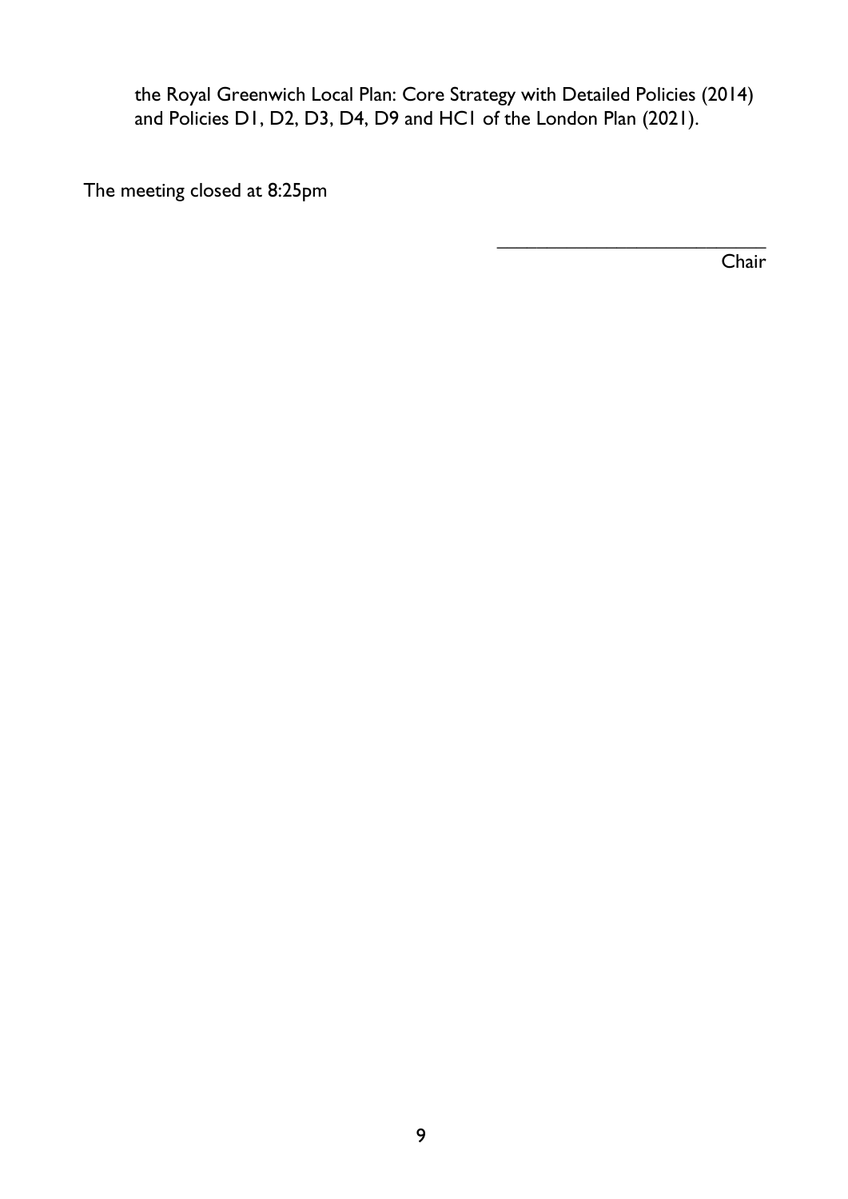the Royal Greenwich Local Plan: Core Strategy with Detailed Policies (2014) and Policies D1, D2, D3, D4, D9 and HC1 of the London Plan (2021).

The meeting closed at 8:25pm

___________________________

Chair